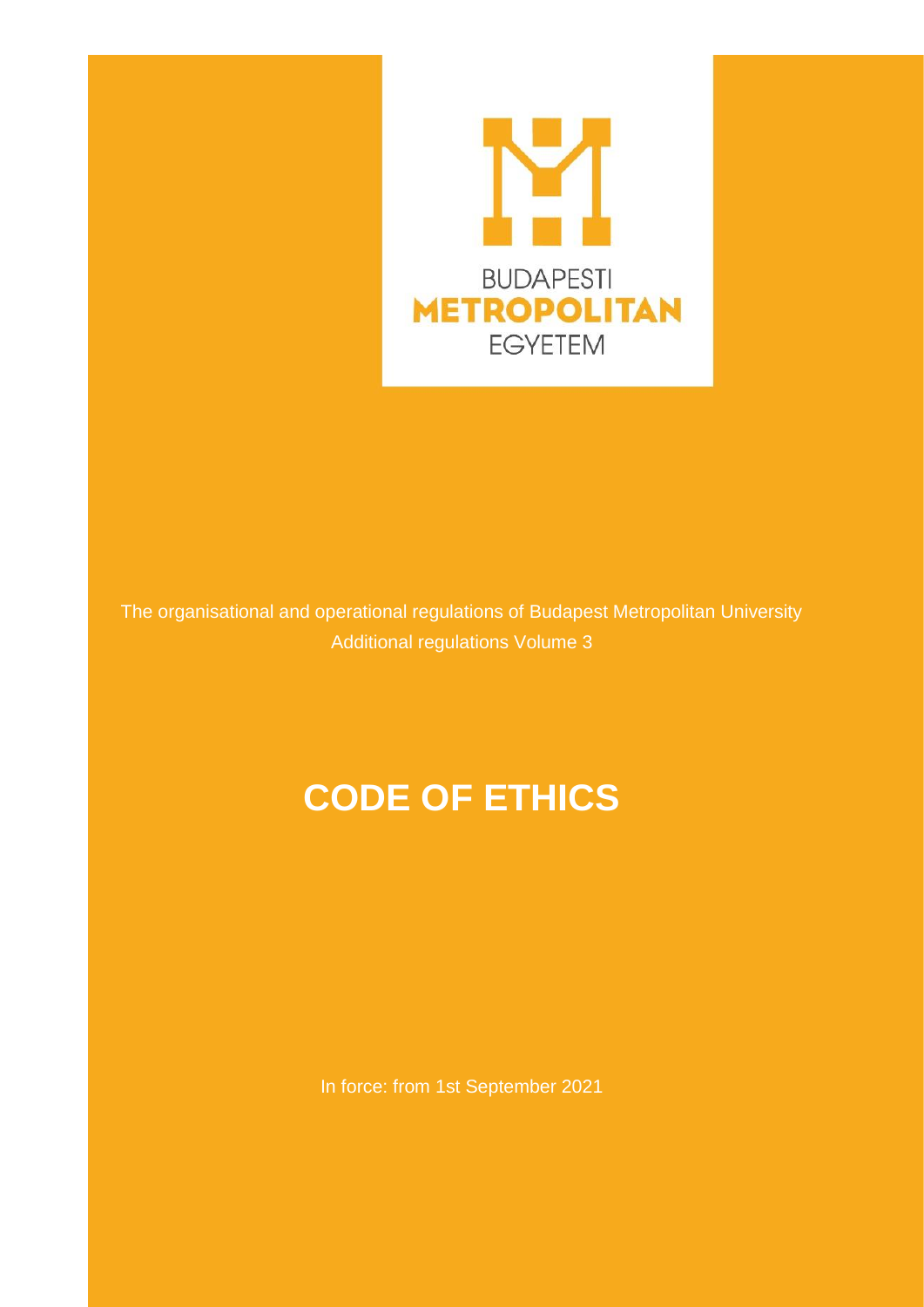BUDAPESTI
METROPOLITAN
EGYETEM

The organisational and operational regulations of Budapest Metropolitan University
Additional regulations Volume 3

# CODE OF ETHICS

In force: from 1st September 2021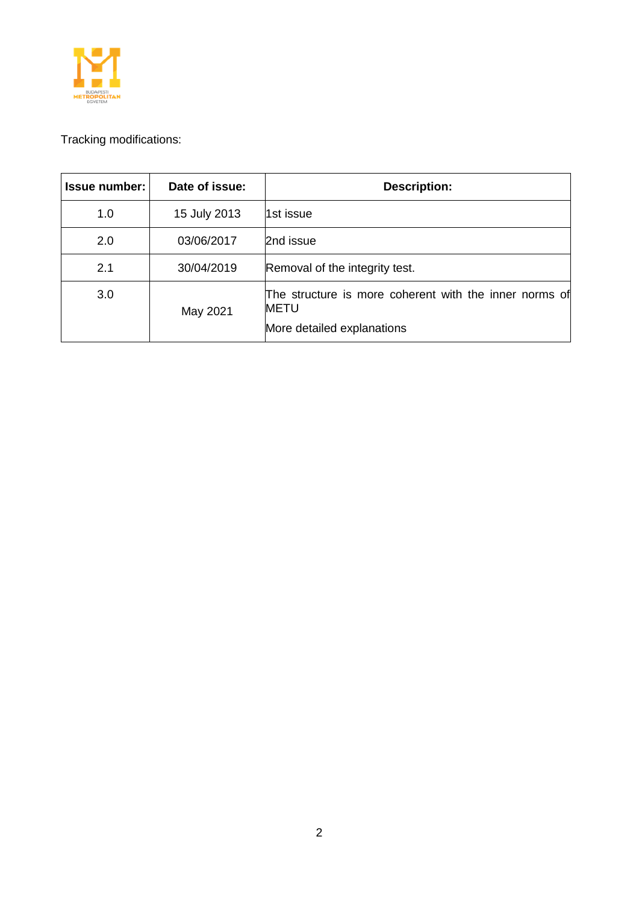Tracking modifications:

| Issue number: | Date of issue: | Description: |
|---|---|---|
| 1.0 | 15 July 2013 | 1st issue |
| 2.0 | 03/06/2017 | 2nd issue |
| 2.1 | 30/04/2019 | Removal of the integrity test. |
| 3.0 | May 2021 | The structure is more coherent with the inner norms of METU<br>More detailed explanations |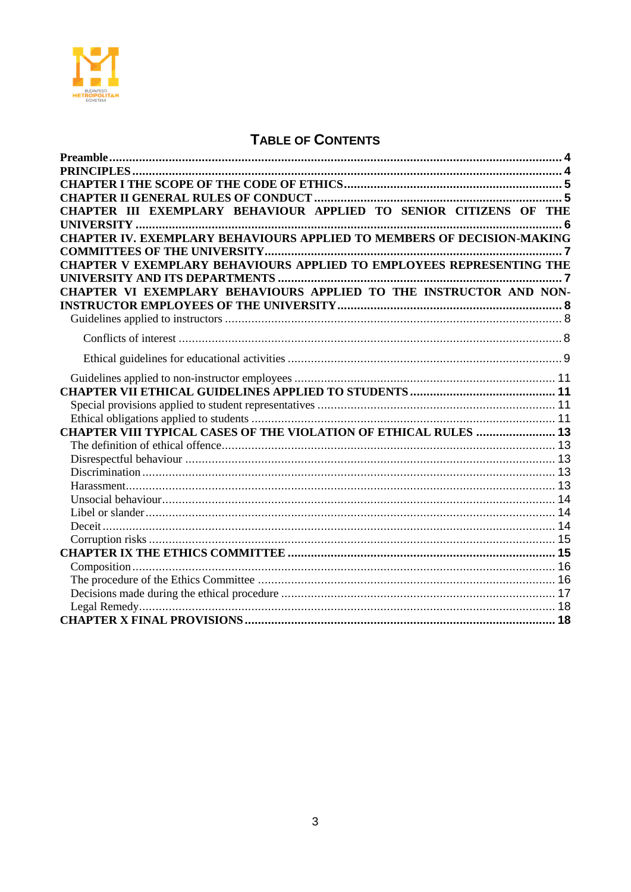## TABLE OF CONTENTS

**Preamble** ........ 4
**PRINCIPLES** ........ 4
**CHAPTER I THE SCOPE OF THE CODE OF ETHICS** ........ 5
**CHAPTER II GENERAL RULES OF CONDUCT** ........ 5
**CHAPTER III EXEMPLARY BEHAVIOUR APPLIED TO SENIOR CITIZENS OF THE UNIVERSITY** ........ 6
**CHAPTER IV. EXEMPLARY BEHAVIOURS APPLIED TO MEMBERS OF DECISION-MAKING COMMITTEES OF THE UNIVERSITY** ........ 7
**CHAPTER V EXEMPLARY BEHAVIOURS APPLIED TO EMPLOYEES REPRESENTING THE UNIVERSITY AND ITS DEPARTMENTS** ........ 7
**CHAPTER VI EXEMPLARY BEHAVIOURS APPLIED TO THE INSTRUCTOR AND NON-INSTRUCTOR EMPLOYEES OF THE UNIVERSITY** ........ 8
- Guidelines applied to instructors ........ 8
  - Conflicts of interest ........ 8
  - Ethical guidelines for educational activities ........ 9
- Guidelines applied to non-instructor employees ........ 11

**CHAPTER VII ETHICAL GUIDELINES APPLIED TO STUDENTS** ........ 11
- Special provisions applied to student representatives ........ 11
- Ethical obligations applied to students ........ 11

**CHAPTER VIII TYPICAL CASES OF THE VIOLATION OF ETHICAL RULES** ........ 13
- The definition of ethical offence ........ 13
- Disrespectful behaviour ........ 13
- Discrimination ........ 13
- Harassment ........ 13
- Unsocial behaviour ........ 14
- Libel or slander ........ 14
- Deceit ........ 14
- Corruption risks ........ 15

**CHAPTER IX THE ETHICS COMMITTEE** ........ 15
- Composition ........ 16
- The procedure of the Ethics Committee ........ 16
- Decisions made during the ethical procedure ........ 17
- Legal Remedy ........ 18

**CHAPTER X FINAL PROVISIONS** ........ 18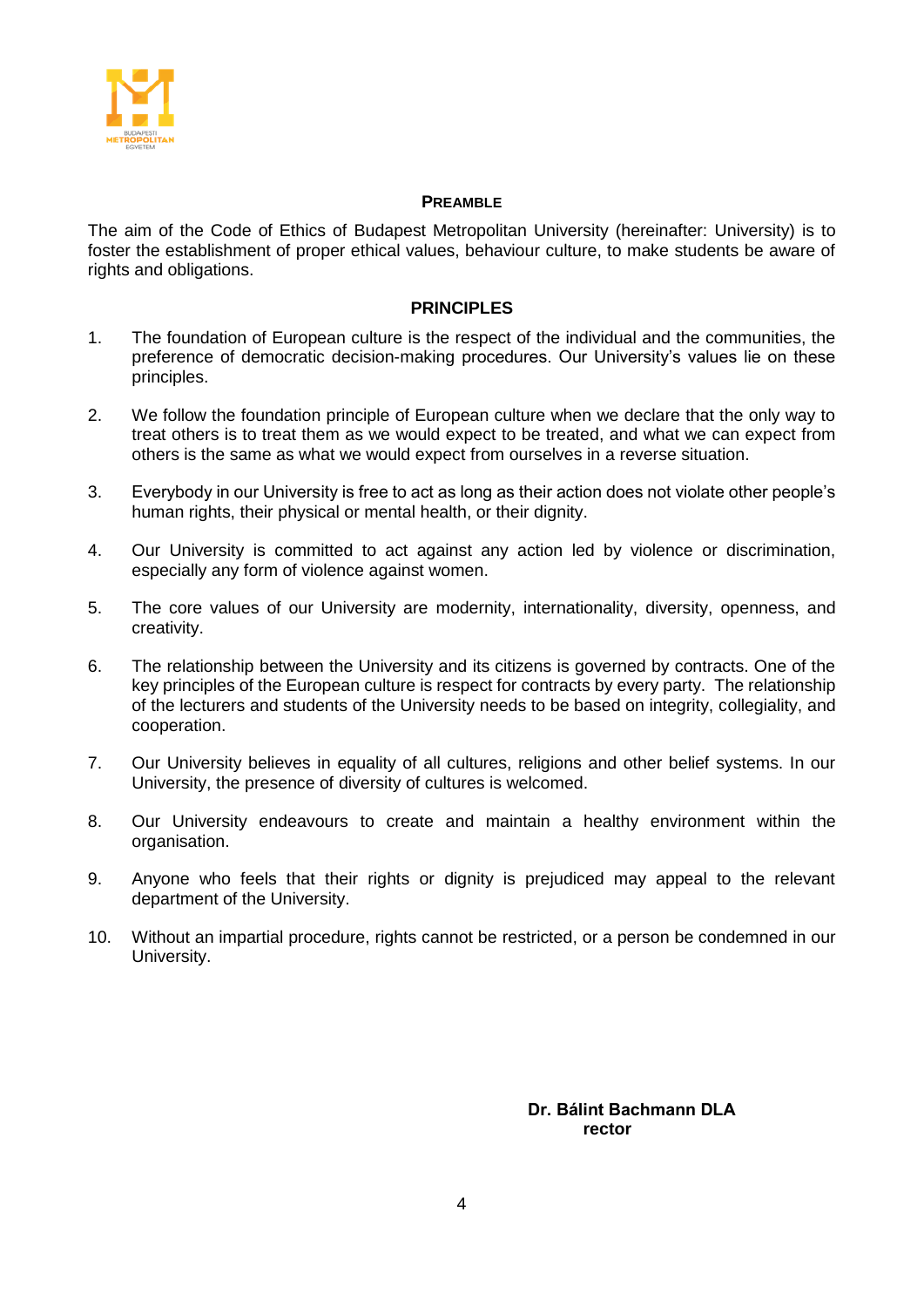## Preamble

The aim of the Code of Ethics of Budapest Metropolitan University (hereinafter: University) is to foster the establishment of proper ethical values, behaviour culture, to make students be aware of rights and obligations.

## PRINCIPLES

1. The foundation of European culture is the respect of the individual and the communities, the preference of democratic decision-making procedures. Our University's values lie on these principles.

2. We follow the foundation principle of European culture when we declare that the only way to treat others is to treat them as we would expect to be treated, and what we can expect from others is the same as what we would expect from ourselves in a reverse situation.

3. Everybody in our University is free to act as long as their action does not violate other people's human rights, their physical or mental health, or their dignity.

4. Our University is committed to act against any action led by violence or discrimination, especially any form of violence against women.

5. The core values of our University are modernity, internationality, diversity, openness, and creativity.

6. The relationship between the University and its citizens is governed by contracts. One of the key principles of the European culture is respect for contracts by every party. The relationship of the lecturers and students of the University needs to be based on integrity, collegiality, and cooperation.

7. Our University believes in equality of all cultures, religions and other belief systems. In our University, the presence of diversity of cultures is welcomed.

8. Our University endeavours to create and maintain a healthy environment within the organisation.

9. Anyone who feels that their rights or dignity is prejudiced may appeal to the relevant department of the University.

10. Without an impartial procedure, rights cannot be restricted, or a person be condemned in our University.

**Dr. Bálint Bachmann DLA**
**rector**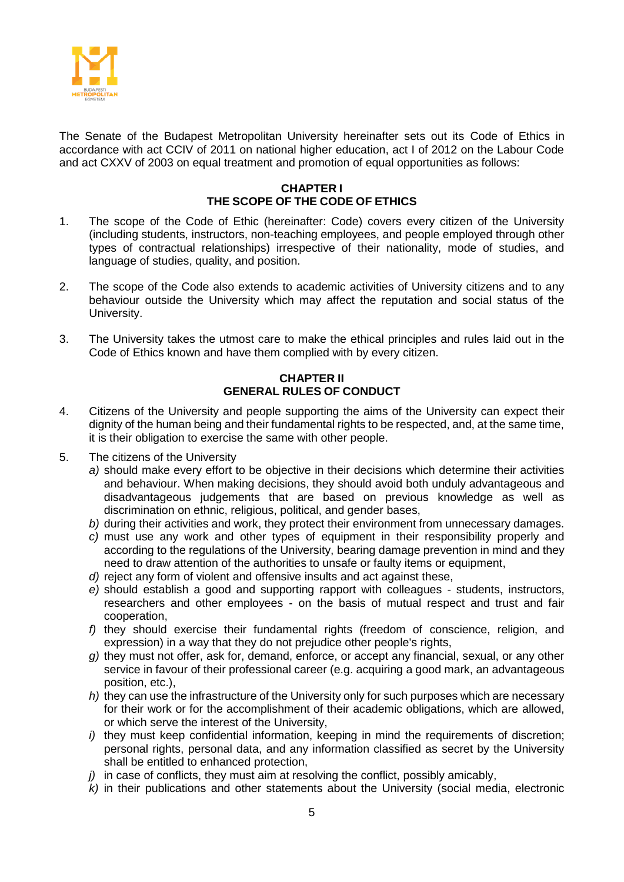The Senate of the Budapest Metropolitan University hereinafter sets out its Code of Ethics in accordance with act CCIV of 2011 on national higher education, act I of 2012 on the Labour Code and act CXXV of 2003 on equal treatment and promotion of equal opportunities as follows:

## CHAPTER I
## THE SCOPE OF THE CODE OF ETHICS

1. The scope of the Code of Ethic (hereinafter: Code) covers every citizen of the University (including students, instructors, non-teaching employees, and people employed through other types of contractual relationships) irrespective of their nationality, mode of studies, and language of studies, quality, and position.

2. The scope of the Code also extends to academic activities of University citizens and to any behaviour outside the University which may affect the reputation and social status of the University.

3. The University takes the utmost care to make the ethical principles and rules laid out in the Code of Ethics known and have them complied with by every citizen.

## CHAPTER II
## GENERAL RULES OF CONDUCT

4. Citizens of the University and people supporting the aims of the University can expect their dignity of the human being and their fundamental rights to be respected, and, at the same time, it is their obligation to exercise the same with other people.

5. The citizens of the University
   *a)* should make every effort to be objective in their decisions which determine their activities and behaviour. When making decisions, they should avoid both unduly advantageous and disadvantageous judgements that are based on previous knowledge as well as discrimination on ethnic, religious, political, and gender bases,
   *b)* during their activities and work, they protect their environment from unnecessary damages.
   *c)* must use any work and other types of equipment in their responsibility properly and according to the regulations of the University, bearing damage prevention in mind and they need to draw attention of the authorities to unsafe or faulty items or equipment,
   *d)* reject any form of violent and offensive insults and act against these,
   *e)* should establish a good and supporting rapport with colleagues - students, instructors, researchers and other employees - on the basis of mutual respect and trust and fair cooperation,
   *f)* they should exercise their fundamental rights (freedom of conscience, religion, and expression) in a way that they do not prejudice other people's rights,
   *g)* they must not offer, ask for, demand, enforce, or accept any financial, sexual, or any other service in favour of their professional career (e.g. acquiring a good mark, an advantageous position, etc.),
   *h)* they can use the infrastructure of the University only for such purposes which are necessary for their work or for the accomplishment of their academic obligations, which are allowed, or which serve the interest of the University,
   *i)* they must keep confidential information, keeping in mind the requirements of discretion; personal rights, personal data, and any information classified as secret by the University shall be entitled to enhanced protection,
   *j)* in case of conflicts, they must aim at resolving the conflict, possibly amicably,
   *k)* in their publications and other statements about the University (social media, electronic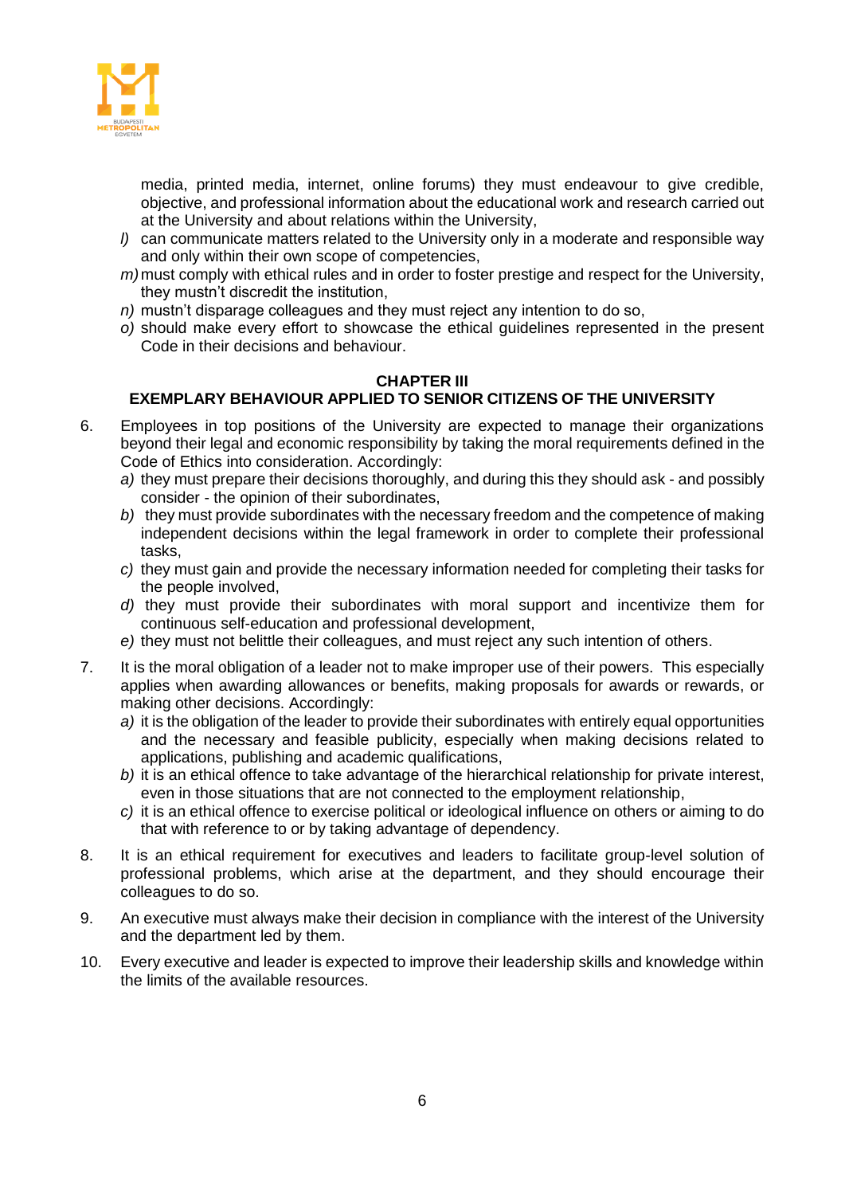media, printed media, internet, online forums) they must endeavour to give credible, objective, and professional information about the educational work and research carried out at the University and about relations within the University,

*l)* can communicate matters related to the University only in a moderate and responsible way and only within their own scope of competencies,

*m)* must comply with ethical rules and in order to foster prestige and respect for the University, they mustn't discredit the institution,

*n)* mustn't disparage colleagues and they must reject any intention to do so,

*o)* should make every effort to showcase the ethical guidelines represented in the present Code in their decisions and behaviour.

## CHAPTER III
## EXEMPLARY BEHAVIOUR APPLIED TO SENIOR CITIZENS OF THE UNIVERSITY

6. Employees in top positions of the University are expected to manage their organizations beyond their legal and economic responsibility by taking the moral requirements defined in the Code of Ethics into consideration. Accordingly:
   *a)* they must prepare their decisions thoroughly, and during this they should ask - and possibly consider - the opinion of their subordinates,
   *b)* they must provide subordinates with the necessary freedom and the competence of making independent decisions within the legal framework in order to complete their professional tasks,
   *c)* they must gain and provide the necessary information needed for completing their tasks for the people involved,
   *d)* they must provide their subordinates with moral support and incentivize them for continuous self-education and professional development,
   *e)* they must not belittle their colleagues, and must reject any such intention of others.

7. It is the moral obligation of a leader not to make improper use of their powers. This especially applies when awarding allowances or benefits, making proposals for awards or rewards, or making other decisions. Accordingly:
   *a)* it is the obligation of the leader to provide their subordinates with entirely equal opportunities and the necessary and feasible publicity, especially when making decisions related to applications, publishing and academic qualifications,
   *b)* it is an ethical offence to take advantage of the hierarchical relationship for private interest, even in those situations that are not connected to the employment relationship,
   *c)* it is an ethical offence to exercise political or ideological influence on others or aiming to do that with reference to or by taking advantage of dependency.

8. It is an ethical requirement for executives and leaders to facilitate group-level solution of professional problems, which arise at the department, and they should encourage their colleagues to do so.

9. An executive must always make their decision in compliance with the interest of the University and the department led by them.

10. Every executive and leader is expected to improve their leadership skills and knowledge within the limits of the available resources.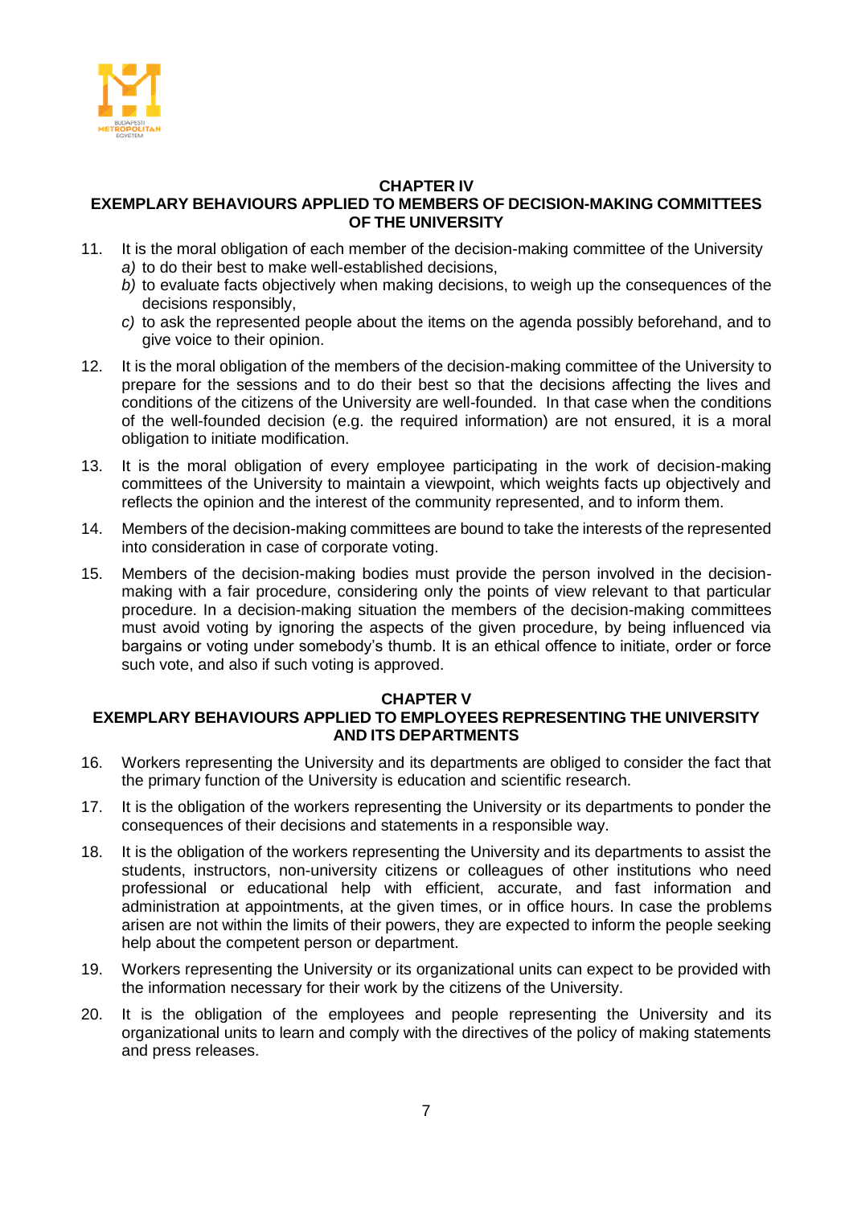## CHAPTER IV
## EXEMPLARY BEHAVIOURS APPLIED TO MEMBERS OF DECISION-MAKING COMMITTEES OF THE UNIVERSITY

11. It is the moral obligation of each member of the decision-making committee of the University
    *a)* to do their best to make well-established decisions,
    *b)* to evaluate facts objectively when making decisions, to weigh up the consequences of the decisions responsibly,
    *c)* to ask the represented people about the items on the agenda possibly beforehand, and to give voice to their opinion.

12. It is the moral obligation of the members of the decision-making committee of the University to prepare for the sessions and to do their best so that the decisions affecting the lives and conditions of the citizens of the University are well-founded. In that case when the conditions of the well-founded decision (e.g. the required information) are not ensured, it is a moral obligation to initiate modification.

13. It is the moral obligation of every employee participating in the work of decision-making committees of the University to maintain a viewpoint, which weights facts up objectively and reflects the opinion and the interest of the community represented, and to inform them.

14. Members of the decision-making committees are bound to take the interests of the represented into consideration in case of corporate voting.

15. Members of the decision-making bodies must provide the person involved in the decision-making with a fair procedure, considering only the points of view relevant to that particular procedure. In a decision-making situation the members of the decision-making committees must avoid voting by ignoring the aspects of the given procedure, by being influenced via bargains or voting under somebody's thumb. It is an ethical offence to initiate, order or force such vote, and also if such voting is approved.

## CHAPTER V
## EXEMPLARY BEHAVIOURS APPLIED TO EMPLOYEES REPRESENTING THE UNIVERSITY AND ITS DEPARTMENTS

16. Workers representing the University and its departments are obliged to consider the fact that the primary function of the University is education and scientific research.

17. It is the obligation of the workers representing the University or its departments to ponder the consequences of their decisions and statements in a responsible way.

18. It is the obligation of the workers representing the University and its departments to assist the students, instructors, non-university citizens or colleagues of other institutions who need professional or educational help with efficient, accurate, and fast information and administration at appointments, at the given times, or in office hours. In case the problems arisen are not within the limits of their powers, they are expected to inform the people seeking help about the competent person or department.

19. Workers representing the University or its organizational units can expect to be provided with the information necessary for their work by the citizens of the University.

20. It is the obligation of the employees and people representing the University and its organizational units to learn and comply with the directives of the policy of making statements and press releases.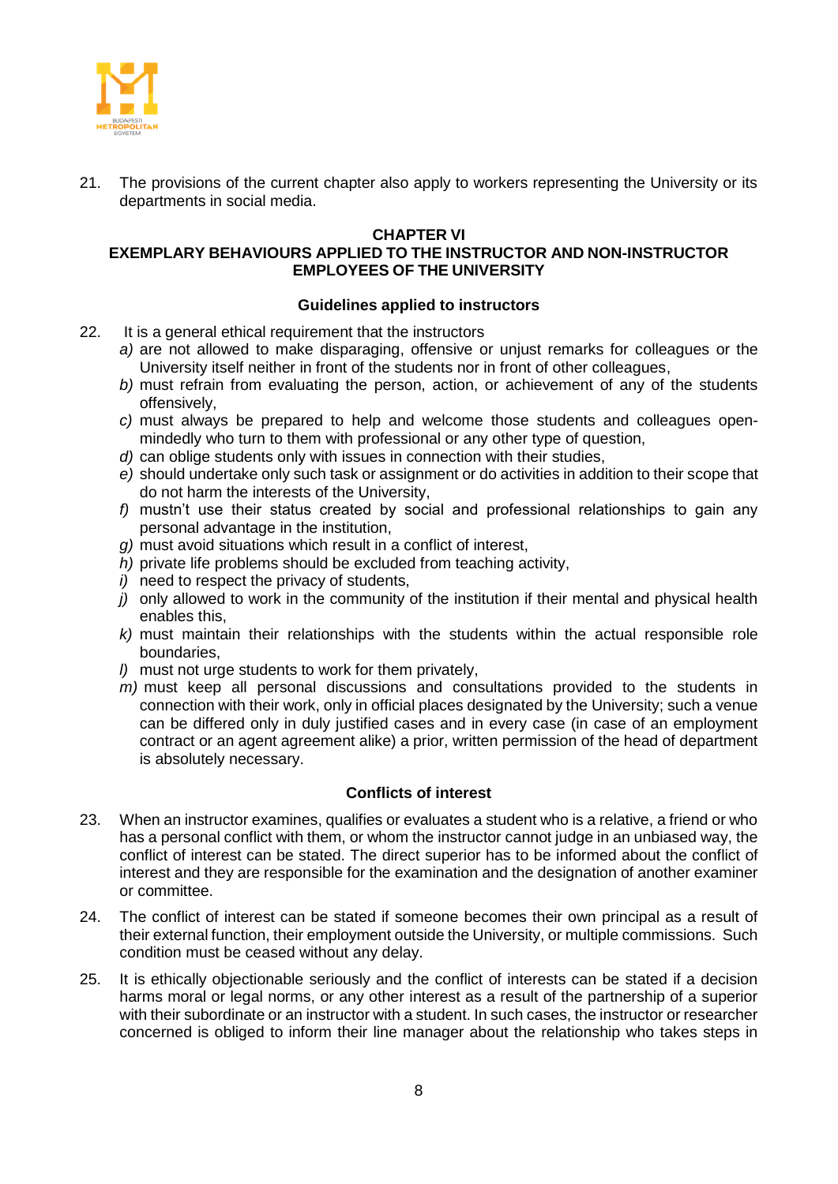21. The provisions of the current chapter also apply to workers representing the University or its departments in social media.

## CHAPTER VI
## EXEMPLARY BEHAVIOURS APPLIED TO THE INSTRUCTOR AND NON-INSTRUCTOR EMPLOYEES OF THE UNIVERSITY

### Guidelines applied to instructors

22. It is a general ethical requirement that the instructors
    *a)* are not allowed to make disparaging, offensive or unjust remarks for colleagues or the University itself neither in front of the students nor in front of other colleagues,
    *b)* must refrain from evaluating the person, action, or achievement of any of the students offensively,
    *c)* must always be prepared to help and welcome those students and colleagues open-mindedly who turn to them with professional or any other type of question,
    *d)* can oblige students only with issues in connection with their studies,
    *e)* should undertake only such task or assignment or do activities in addition to their scope that do not harm the interests of the University,
    *f)* mustn't use their status created by social and professional relationships to gain any personal advantage in the institution,
    *g)* must avoid situations which result in a conflict of interest,
    *h)* private life problems should be excluded from teaching activity,
    *i)* need to respect the privacy of students,
    *j)* only allowed to work in the community of the institution if their mental and physical health enables this,
    *k)* must maintain their relationships with the students within the actual responsible role boundaries,
    *l)* must not urge students to work for them privately,
    *m)* must keep all personal discussions and consultations provided to the students in connection with their work, only in official places designated by the University; such a venue can be differed only in duly justified cases and in every case (in case of an employment contract or an agent agreement alike) a prior, written permission of the head of department is absolutely necessary.

### Conflicts of interest

23. When an instructor examines, qualifies or evaluates a student who is a relative, a friend or who has a personal conflict with them, or whom the instructor cannot judge in an unbiased way, the conflict of interest can be stated. The direct superior has to be informed about the conflict of interest and they are responsible for the examination and the designation of another examiner or committee.

24. The conflict of interest can be stated if someone becomes their own principal as a result of their external function, their employment outside the University, or multiple commissions. Such condition must be ceased without any delay.

25. It is ethically objectionable seriously and the conflict of interests can be stated if a decision harms moral or legal norms, or any other interest as a result of the partnership of a superior with their subordinate or an instructor with a student. In such cases, the instructor or researcher concerned is obliged to inform their line manager about the relationship who takes steps in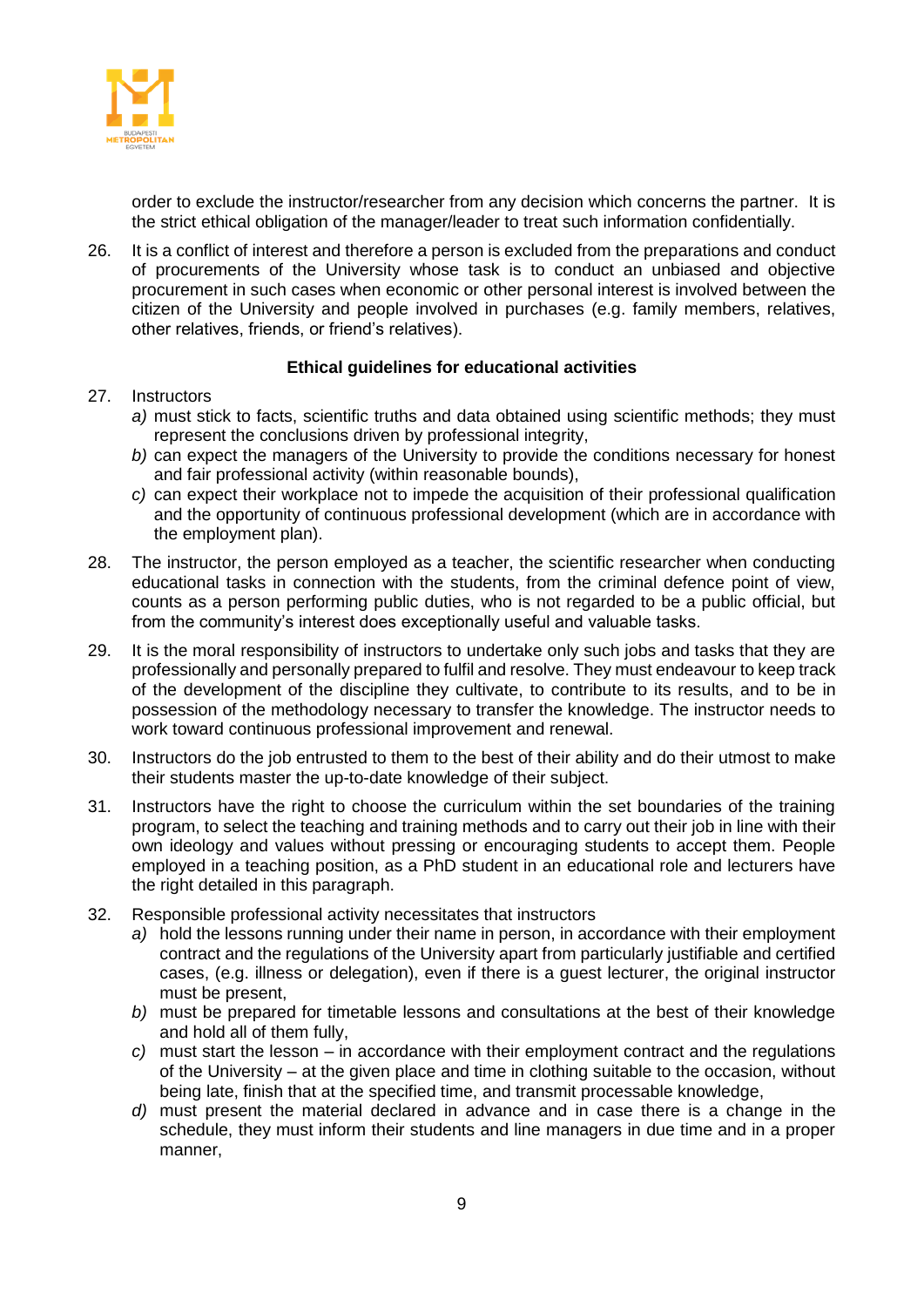order to exclude the instructor/researcher from any decision which concerns the partner. It is the strict ethical obligation of the manager/leader to treat such information confidentially.

26. It is a conflict of interest and therefore a person is excluded from the preparations and conduct of procurements of the University whose task is to conduct an unbiased and objective procurement in such cases when economic or other personal interest is involved between the citizen of the University and people involved in purchases (e.g. family members, relatives, other relatives, friends, or friend's relatives).

**Ethical guidelines for educational activities**

27. Instructors
    *a)* must stick to facts, scientific truths and data obtained using scientific methods; they must represent the conclusions driven by professional integrity,
    *b)* can expect the managers of the University to provide the conditions necessary for honest and fair professional activity (within reasonable bounds),
    *c)* can expect their workplace not to impede the acquisition of their professional qualification and the opportunity of continuous professional development (which are in accordance with the employment plan).

28. The instructor, the person employed as a teacher, the scientific researcher when conducting educational tasks in connection with the students, from the criminal defence point of view, counts as a person performing public duties, who is not regarded to be a public official, but from the community's interest does exceptionally useful and valuable tasks.

29. It is the moral responsibility of instructors to undertake only such jobs and tasks that they are professionally and personally prepared to fulfil and resolve. They must endeavour to keep track of the development of the discipline they cultivate, to contribute to its results, and to be in possession of the methodology necessary to transfer the knowledge. The instructor needs to work toward continuous professional improvement and renewal.

30. Instructors do the job entrusted to them to the best of their ability and do their utmost to make their students master the up-to-date knowledge of their subject.

31. Instructors have the right to choose the curriculum within the set boundaries of the training program, to select the teaching and training methods and to carry out their job in line with their own ideology and values without pressing or encouraging students to accept them. People employed in a teaching position, as a PhD student in an educational role and lecturers have the right detailed in this paragraph.

32. Responsible professional activity necessitates that instructors
    *a)* hold the lessons running under their name in person, in accordance with their employment contract and the regulations of the University apart from particularly justifiable and certified cases, (e.g. illness or delegation), even if there is a guest lecturer, the original instructor must be present,
    *b)* must be prepared for timetable lessons and consultations at the best of their knowledge and hold all of them fully,
    *c)* must start the lesson – in accordance with their employment contract and the regulations of the University – at the given place and time in clothing suitable to the occasion, without being late, finish that at the specified time, and transmit processable knowledge,
    *d)* must present the material declared in advance and in case there is a change in the schedule, they must inform their students and line managers in due time and in a proper manner,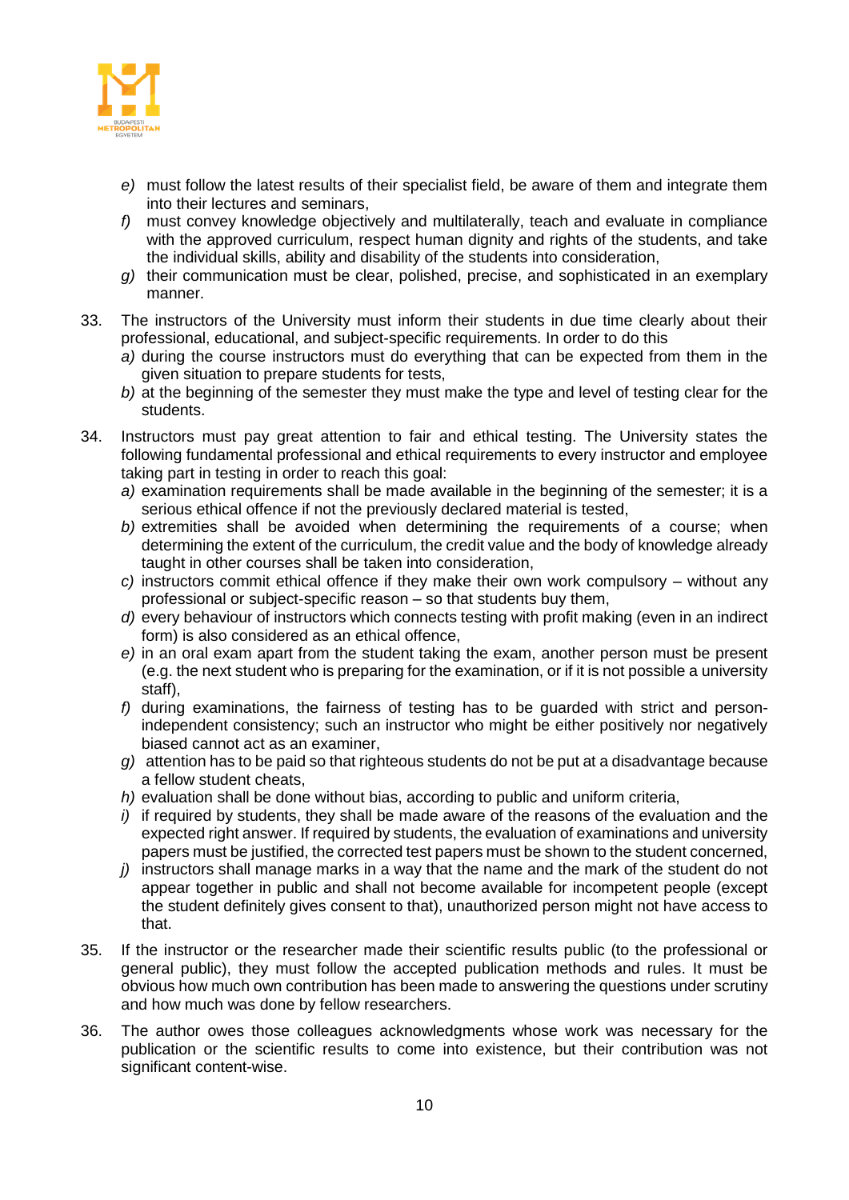*e)* must follow the latest results of their specialist field, be aware of them and integrate them into their lectures and seminars,

*f)* must convey knowledge objectively and multilaterally, teach and evaluate in compliance with the approved curriculum, respect human dignity and rights of the students, and take the individual skills, ability and disability of the students into consideration,

*g)* their communication must be clear, polished, precise, and sophisticated in an exemplary manner.

33. The instructors of the University must inform their students in due time clearly about their professional, educational, and subject-specific requirements. In order to do this
    *a)* during the course instructors must do everything that can be expected from them in the given situation to prepare students for tests,
    *b)* at the beginning of the semester they must make the type and level of testing clear for the students.

34. Instructors must pay great attention to fair and ethical testing. The University states the following fundamental professional and ethical requirements to every instructor and employee taking part in testing in order to reach this goal:
    *a)* examination requirements shall be made available in the beginning of the semester; it is a serious ethical offence if not the previously declared material is tested,
    *b)* extremities shall be avoided when determining the requirements of a course; when determining the extent of the curriculum, the credit value and the body of knowledge already taught in other courses shall be taken into consideration,
    *c)* instructors commit ethical offence if they make their own work compulsory – without any professional or subject-specific reason – so that students buy them,
    *d)* every behaviour of instructors which connects testing with profit making (even in an indirect form) is also considered as an ethical offence,
    *e)* in an oral exam apart from the student taking the exam, another person must be present (e.g. the next student who is preparing for the examination, or if it is not possible a university staff),
    *f)* during examinations, the fairness of testing has to be guarded with strict and person-independent consistency; such an instructor who might be either positively nor negatively biased cannot act as an examiner,
    *g)* attention has to be paid so that righteous students do not be put at a disadvantage because a fellow student cheats,
    *h)* evaluation shall be done without bias, according to public and uniform criteria,
    *i)* if required by students, they shall be made aware of the reasons of the evaluation and the expected right answer. If required by students, the evaluation of examinations and university papers must be justified, the corrected test papers must be shown to the student concerned,
    *j)* instructors shall manage marks in a way that the name and the mark of the student do not appear together in public and shall not become available for incompetent people (except the student definitely gives consent to that), unauthorized person might not have access to that.

35. If the instructor or the researcher made their scientific results public (to the professional or general public), they must follow the accepted publication methods and rules. It must be obvious how much own contribution has been made to answering the questions under scrutiny and how much was done by fellow researchers.

36. The author owes those colleagues acknowledgments whose work was necessary for the publication or the scientific results to come into existence, but their contribution was not significant content-wise.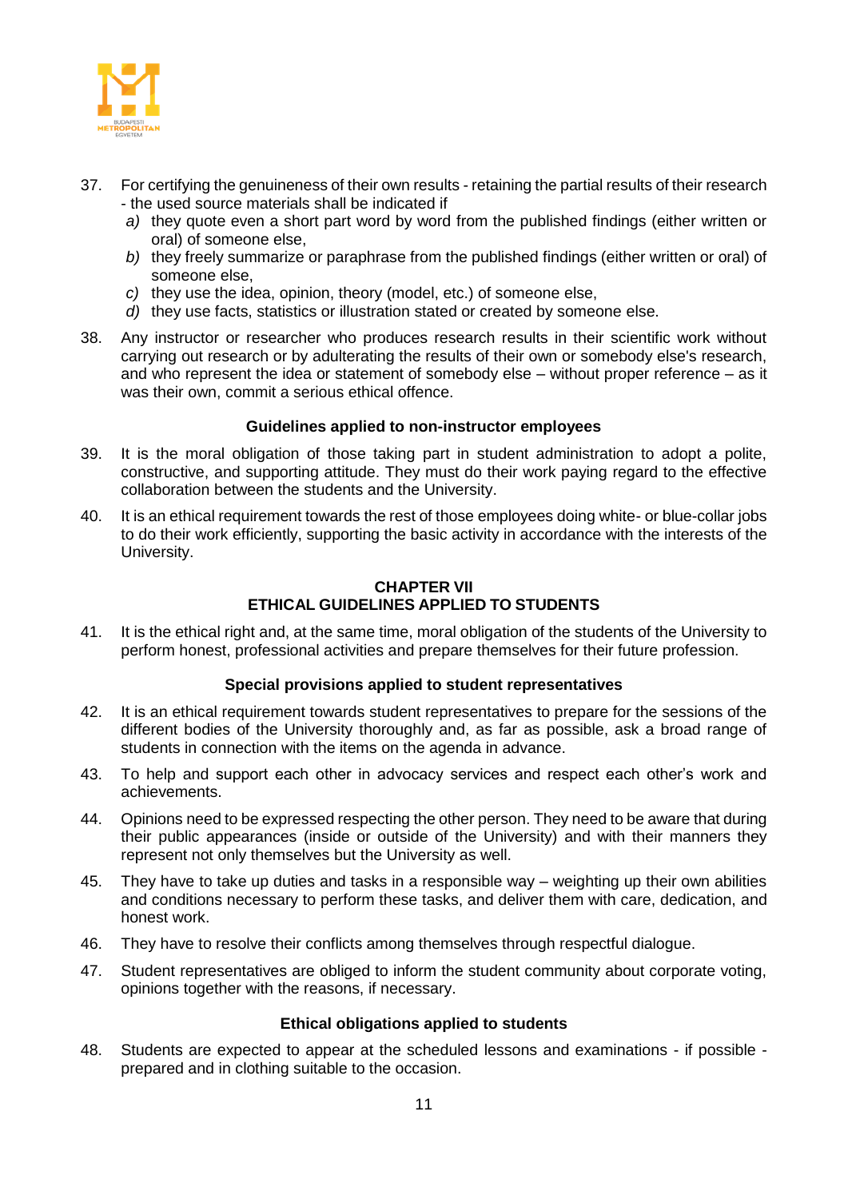37. For certifying the genuineness of their own results - retaining the partial results of their research - the used source materials shall be indicated if
   *a)* they quote even a short part word by word from the published findings (either written or oral) of someone else,
   *b)* they freely summarize or paraphrase from the published findings (either written or oral) of someone else,
   *c)* they use the idea, opinion, theory (model, etc.) of someone else,
   *d)* they use facts, statistics or illustration stated or created by someone else.

38. Any instructor or researcher who produces research results in their scientific work without carrying out research or by adulterating the results of their own or somebody else's research, and who represent the idea or statement of somebody else – without proper reference – as it was their own, commit a serious ethical offence.

### Guidelines applied to non-instructor employees

39. It is the moral obligation of those taking part in student administration to adopt a polite, constructive, and supporting attitude. They must do their work paying regard to the effective collaboration between the students and the University.

40. It is an ethical requirement towards the rest of those employees doing white- or blue-collar jobs to do their work efficiently, supporting the basic activity in accordance with the interests of the University.

## CHAPTER VII
## ETHICAL GUIDELINES APPLIED TO STUDENTS

41. It is the ethical right and, at the same time, moral obligation of the students of the University to perform honest, professional activities and prepare themselves for their future profession.

### Special provisions applied to student representatives

42. It is an ethical requirement towards student representatives to prepare for the sessions of the different bodies of the University thoroughly and, as far as possible, ask a broad range of students in connection with the items on the agenda in advance.

43. To help and support each other in advocacy services and respect each other's work and achievements.

44. Opinions need to be expressed respecting the other person. They need to be aware that during their public appearances (inside or outside of the University) and with their manners they represent not only themselves but the University as well.

45. They have to take up duties and tasks in a responsible way – weighting up their own abilities and conditions necessary to perform these tasks, and deliver them with care, dedication, and honest work.

46. They have to resolve their conflicts among themselves through respectful dialogue.

47. Student representatives are obliged to inform the student community about corporate voting, opinions together with the reasons, if necessary.

### Ethical obligations applied to students

48. Students are expected to appear at the scheduled lessons and examinations - if possible - prepared and in clothing suitable to the occasion.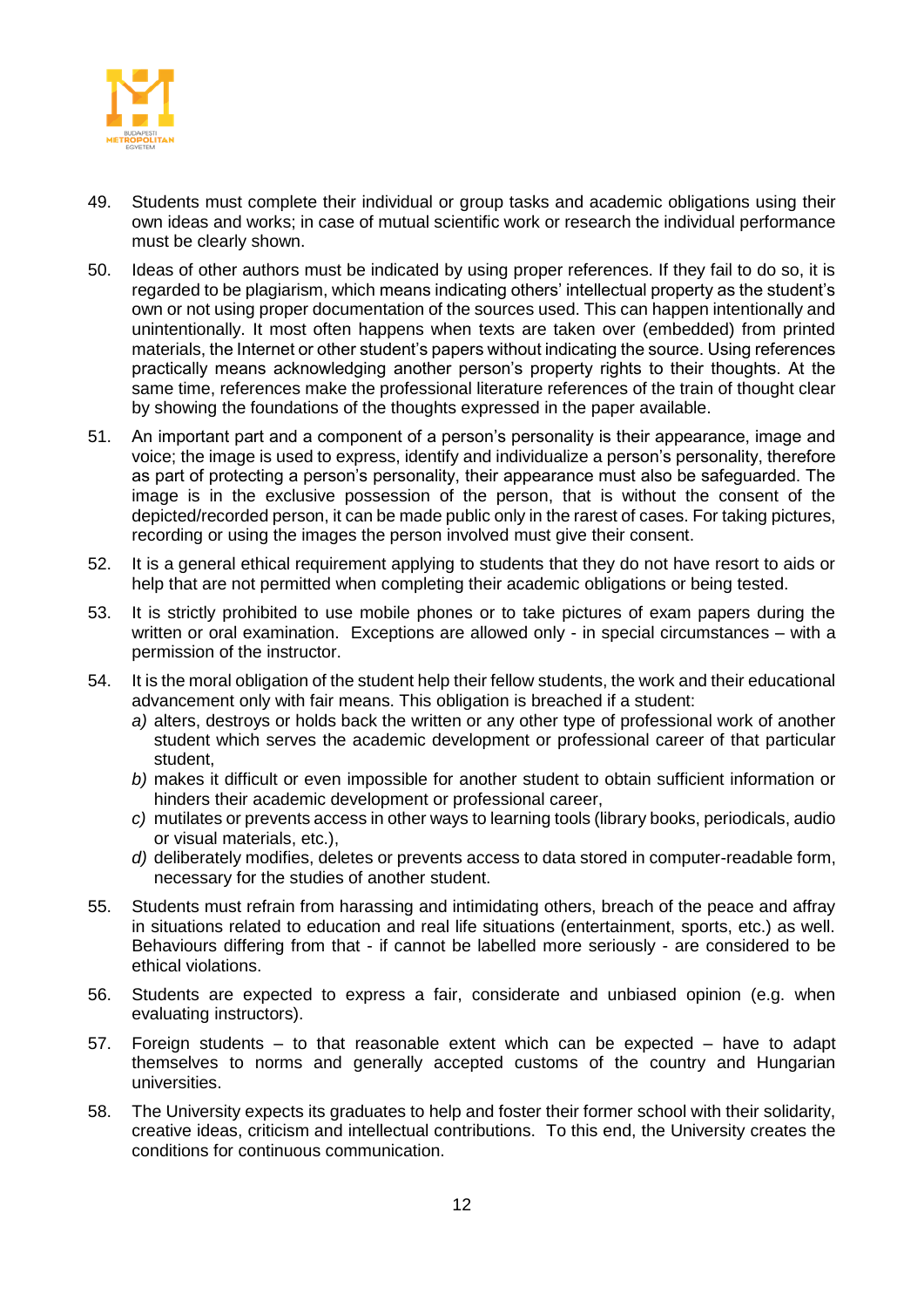49. Students must complete their individual or group tasks and academic obligations using their own ideas and works; in case of mutual scientific work or research the individual performance must be clearly shown.

50. Ideas of other authors must be indicated by using proper references. If they fail to do so, it is regarded to be plagiarism, which means indicating others' intellectual property as the student's own or not using proper documentation of the sources used. This can happen intentionally and unintentionally. It most often happens when texts are taken over (embedded) from printed materials, the Internet or other student's papers without indicating the source. Using references practically means acknowledging another person's property rights to their thoughts. At the same time, references make the professional literature references of the train of thought clear by showing the foundations of the thoughts expressed in the paper available.

51. An important part and a component of a person's personality is their appearance, image and voice; the image is used to express, identify and individualize a person's personality, therefore as part of protecting a person's personality, their appearance must also be safeguarded. The image is in the exclusive possession of the person, that is without the consent of the depicted/recorded person, it can be made public only in the rarest of cases. For taking pictures, recording or using the images the person involved must give their consent.

52. It is a general ethical requirement applying to students that they do not have resort to aids or help that are not permitted when completing their academic obligations or being tested.

53. It is strictly prohibited to use mobile phones or to take pictures of exam papers during the written or oral examination. Exceptions are allowed only - in special circumstances – with a permission of the instructor.

54. It is the moral obligation of the student help their fellow students, the work and their educational advancement only with fair means. This obligation is breached if a student:
    *a)* alters, destroys or holds back the written or any other type of professional work of another student which serves the academic development or professional career of that particular student,
    *b)* makes it difficult or even impossible for another student to obtain sufficient information or hinders their academic development or professional career,
    *c)* mutilates or prevents access in other ways to learning tools (library books, periodicals, audio or visual materials, etc.),
    *d)* deliberately modifies, deletes or prevents access to data stored in computer-readable form, necessary for the studies of another student.

55. Students must refrain from harassing and intimidating others, breach of the peace and affray in situations related to education and real life situations (entertainment, sports, etc.) as well. Behaviours differing from that - if cannot be labelled more seriously - are considered to be ethical violations.

56. Students are expected to express a fair, considerate and unbiased opinion (e.g. when evaluating instructors).

57. Foreign students – to that reasonable extent which can be expected – have to adapt themselves to norms and generally accepted customs of the country and Hungarian universities.

58. The University expects its graduates to help and foster their former school with their solidarity, creative ideas, criticism and intellectual contributions. To this end, the University creates the conditions for continuous communication.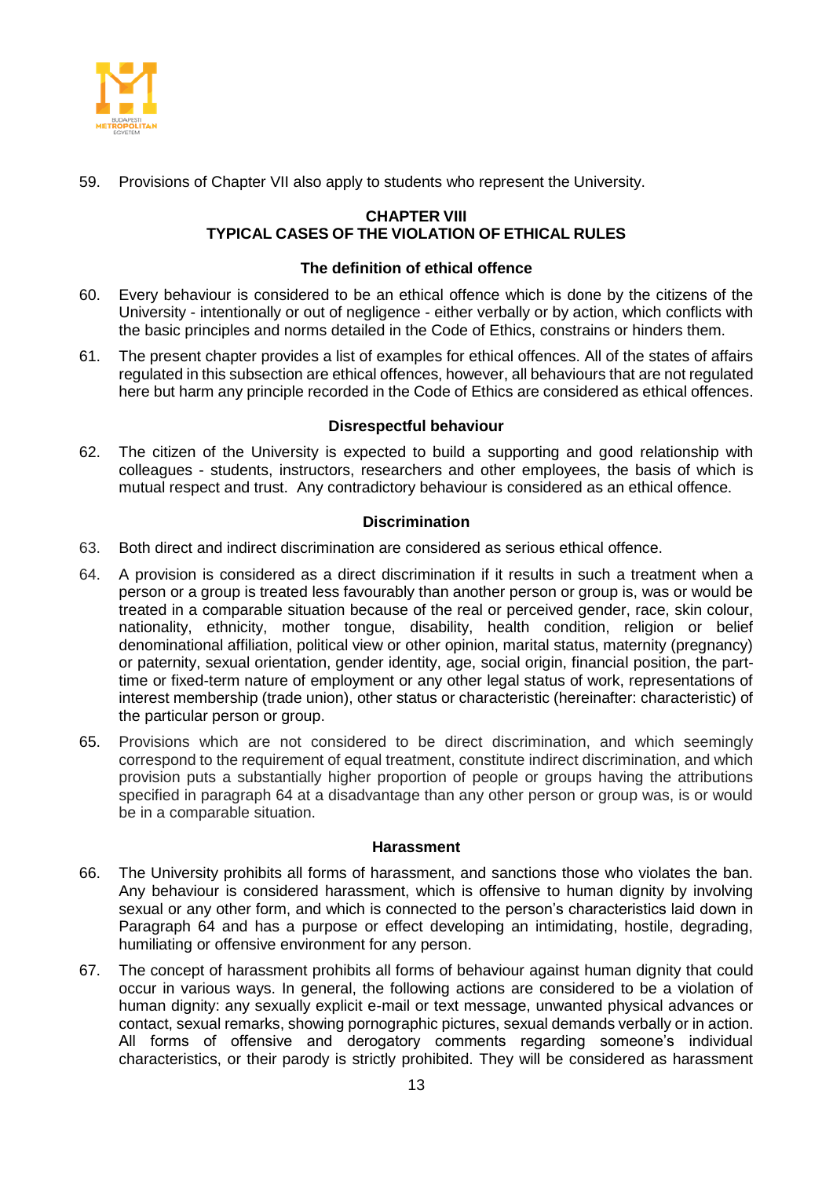59. Provisions of Chapter VII also apply to students who represent the University.

## CHAPTER VIII
## TYPICAL CASES OF THE VIOLATION OF ETHICAL RULES

### The definition of ethical offence

60. Every behaviour is considered to be an ethical offence which is done by the citizens of the University - intentionally or out of negligence - either verbally or by action, which conflicts with the basic principles and norms detailed in the Code of Ethics, constrains or hinders them.

61. The present chapter provides a list of examples for ethical offences. All of the states of affairs regulated in this subsection are ethical offences, however, all behaviours that are not regulated here but harm any principle recorded in the Code of Ethics are considered as ethical offences.

### Disrespectful behaviour

62. The citizen of the University is expected to build a supporting and good relationship with colleagues - students, instructors, researchers and other employees, the basis of which is mutual respect and trust. Any contradictory behaviour is considered as an ethical offence.

### Discrimination

63. Both direct and indirect discrimination are considered as serious ethical offence.

64. A provision is considered as a direct discrimination if it results in such a treatment when a person or a group is treated less favourably than another person or group is, was or would be treated in a comparable situation because of the real or perceived gender, race, skin colour, nationality, ethnicity, mother tongue, disability, health condition, religion or belief denominational affiliation, political view or other opinion, marital status, maternity (pregnancy) or paternity, sexual orientation, gender identity, age, social origin, financial position, the part-time or fixed-term nature of employment or any other legal status of work, representations of interest membership (trade union), other status or characteristic (hereinafter: characteristic) of the particular person or group.

65. Provisions which are not considered to be direct discrimination, and which seemingly correspond to the requirement of equal treatment, constitute indirect discrimination, and which provision puts a substantially higher proportion of people or groups having the attributions specified in paragraph 64 at a disadvantage than any other person or group was, is or would be in a comparable situation.

### Harassment

66. The University prohibits all forms of harassment, and sanctions those who violates the ban. Any behaviour is considered harassment, which is offensive to human dignity by involving sexual or any other form, and which is connected to the person's characteristics laid down in Paragraph 64 and has a purpose or effect developing an intimidating, hostile, degrading, humiliating or offensive environment for any person.

67. The concept of harassment prohibits all forms of behaviour against human dignity that could occur in various ways. In general, the following actions are considered to be a violation of human dignity: any sexually explicit e-mail or text message, unwanted physical advances or contact, sexual remarks, showing pornographic pictures, sexual demands verbally or in action. All forms of offensive and derogatory comments regarding someone's individual characteristics, or their parody is strictly prohibited. They will be considered as harassment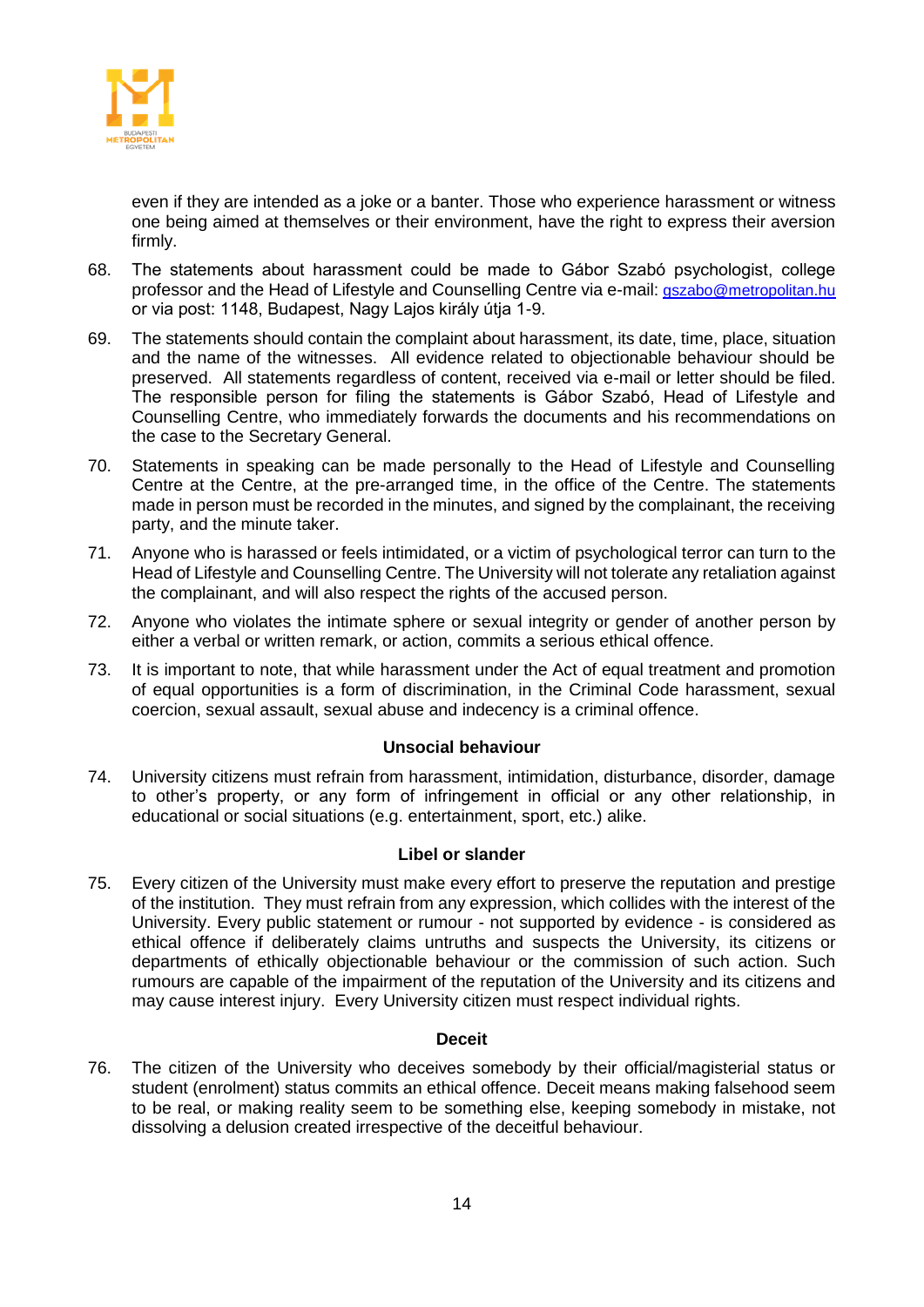even if they are intended as a joke or a banter. Those who experience harassment or witness one being aimed at themselves or their environment, have the right to express their aversion firmly.

68. The statements about harassment could be made to Gábor Szabó psychologist, college professor and the Head of Lifestyle and Counselling Centre via e-mail: gszabo@metropolitan.hu or via post: 1148, Budapest, Nagy Lajos király útja 1-9.

69. The statements should contain the complaint about harassment, its date, time, place, situation and the name of the witnesses. All evidence related to objectionable behaviour should be preserved. All statements regardless of content, received via e-mail or letter should be filed. The responsible person for filing the statements is Gábor Szabó, Head of Lifestyle and Counselling Centre, who immediately forwards the documents and his recommendations on the case to the Secretary General.

70. Statements in speaking can be made personally to the Head of Lifestyle and Counselling Centre at the Centre, at the pre-arranged time, in the office of the Centre. The statements made in person must be recorded in the minutes, and signed by the complainant, the receiving party, and the minute taker.

71. Anyone who is harassed or feels intimidated, or a victim of psychological terror can turn to the Head of Lifestyle and Counselling Centre. The University will not tolerate any retaliation against the complainant, and will also respect the rights of the accused person.

72. Anyone who violates the intimate sphere or sexual integrity or gender of another person by either a verbal or written remark, or action, commits a serious ethical offence.

73. It is important to note, that while harassment under the Act of equal treatment and promotion of equal opportunities is a form of discrimination, in the Criminal Code harassment, sexual coercion, sexual assault, sexual abuse and indecency is a criminal offence.

**Unsocial behaviour**

74. University citizens must refrain from harassment, intimidation, disturbance, disorder, damage to other's property, or any form of infringement in official or any other relationship, in educational or social situations (e.g. entertainment, sport, etc.) alike.

**Libel or slander**

75. Every citizen of the University must make every effort to preserve the reputation and prestige of the institution. They must refrain from any expression, which collides with the interest of the University. Every public statement or rumour - not supported by evidence - is considered as ethical offence if deliberately claims untruths and suspects the University, its citizens or departments of ethically objectionable behaviour or the commission of such action. Such rumours are capable of the impairment of the reputation of the University and its citizens and may cause interest injury. Every University citizen must respect individual rights.

**Deceit**

76. The citizen of the University who deceives somebody by their official/magisterial status or student (enrolment) status commits an ethical offence. Deceit means making falsehood seem to be real, or making reality seem to be something else, keeping somebody in mistake, not dissolving a delusion created irrespective of the deceitful behaviour.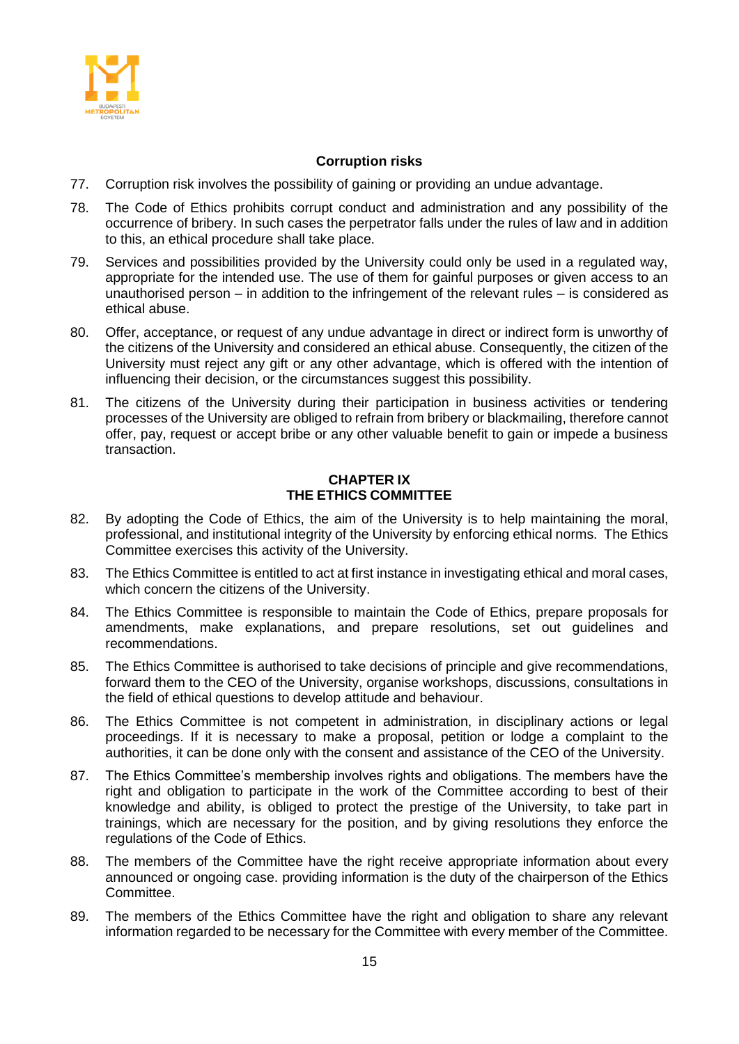### Corruption risks

77. Corruption risk involves the possibility of gaining or providing an undue advantage.

78. The Code of Ethics prohibits corrupt conduct and administration and any possibility of the occurrence of bribery. In such cases the perpetrator falls under the rules of law and in addition to this, an ethical procedure shall take place.

79. Services and possibilities provided by the University could only be used in a regulated way, appropriate for the intended use. The use of them for gainful purposes or given access to an unauthorised person – in addition to the infringement of the relevant rules – is considered as ethical abuse.

80. Offer, acceptance, or request of any undue advantage in direct or indirect form is unworthy of the citizens of the University and considered an ethical abuse. Consequently, the citizen of the University must reject any gift or any other advantage, which is offered with the intention of influencing their decision, or the circumstances suggest this possibility.

81. The citizens of the University during their participation in business activities or tendering processes of the University are obliged to refrain from bribery or blackmailing, therefore cannot offer, pay, request or accept bribe or any other valuable benefit to gain or impede a business transaction.

## CHAPTER IX
## THE ETHICS COMMITTEE

82. By adopting the Code of Ethics, the aim of the University is to help maintaining the moral, professional, and institutional integrity of the University by enforcing ethical norms. The Ethics Committee exercises this activity of the University.

83. The Ethics Committee is entitled to act at first instance in investigating ethical and moral cases, which concern the citizens of the University.

84. The Ethics Committee is responsible to maintain the Code of Ethics, prepare proposals for amendments, make explanations, and prepare resolutions, set out guidelines and recommendations.

85. The Ethics Committee is authorised to take decisions of principle and give recommendations, forward them to the CEO of the University, organise workshops, discussions, consultations in the field of ethical questions to develop attitude and behaviour.

86. The Ethics Committee is not competent in administration, in disciplinary actions or legal proceedings. If it is necessary to make a proposal, petition or lodge a complaint to the authorities, it can be done only with the consent and assistance of the CEO of the University.

87. The Ethics Committee's membership involves rights and obligations. The members have the right and obligation to participate in the work of the Committee according to best of their knowledge and ability, is obliged to protect the prestige of the University, to take part in trainings, which are necessary for the position, and by giving resolutions they enforce the regulations of the Code of Ethics.

88. The members of the Committee have the right receive appropriate information about every announced or ongoing case. providing information is the duty of the chairperson of the Ethics Committee.

89. The members of the Ethics Committee have the right and obligation to share any relevant information regarded to be necessary for the Committee with every member of the Committee.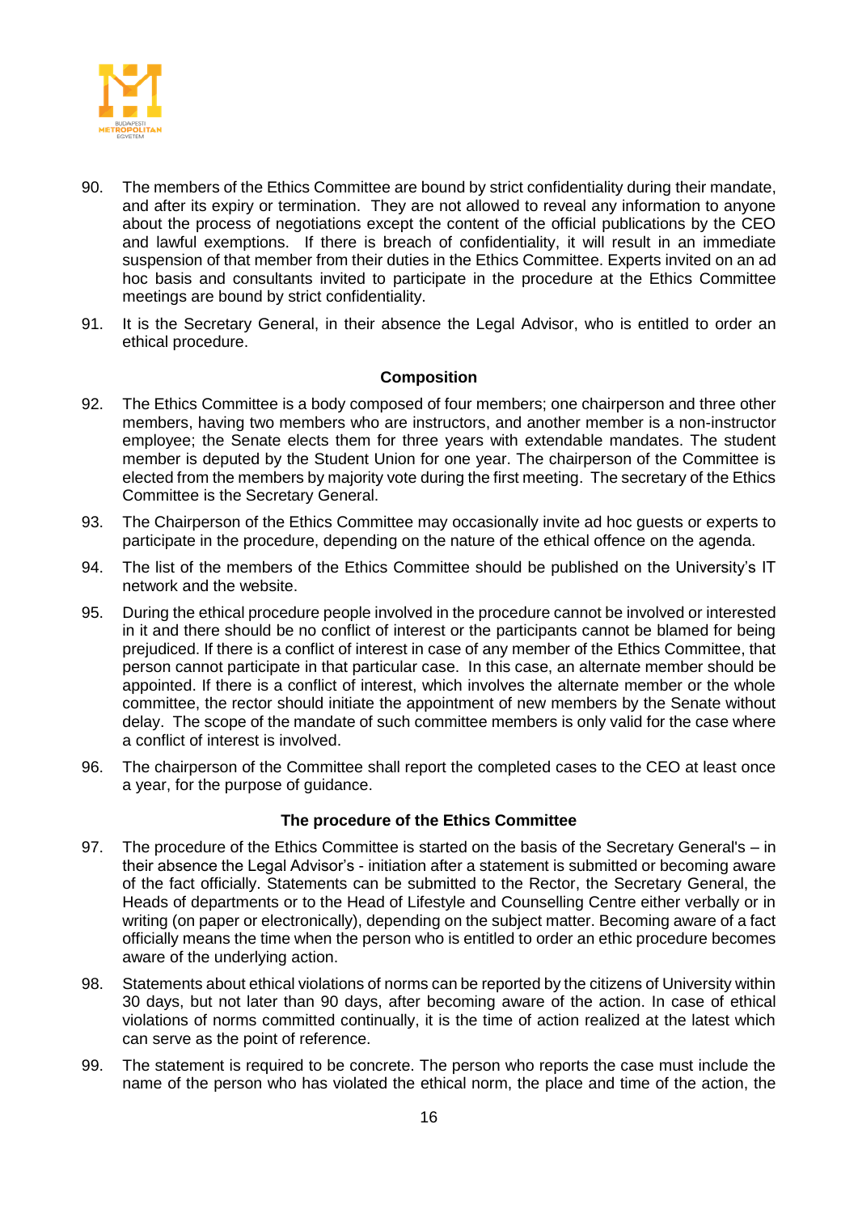90. The members of the Ethics Committee are bound by strict confidentiality during their mandate, and after its expiry or termination. They are not allowed to reveal any information to anyone about the process of negotiations except the content of the official publications by the CEO and lawful exemptions. If there is breach of confidentiality, it will result in an immediate suspension of that member from their duties in the Ethics Committee. Experts invited on an ad hoc basis and consultants invited to participate in the procedure at the Ethics Committee meetings are bound by strict confidentiality.

91. It is the Secretary General, in their absence the Legal Advisor, who is entitled to order an ethical procedure.

**Composition**

92. The Ethics Committee is a body composed of four members; one chairperson and three other members, having two members who are instructors, and another member is a non-instructor employee; the Senate elects them for three years with extendable mandates. The student member is deputed by the Student Union for one year. The chairperson of the Committee is elected from the members by majority vote during the first meeting. The secretary of the Ethics Committee is the Secretary General.

93. The Chairperson of the Ethics Committee may occasionally invite ad hoc guests or experts to participate in the procedure, depending on the nature of the ethical offence on the agenda.

94. The list of the members of the Ethics Committee should be published on the University's IT network and the website.

95. During the ethical procedure people involved in the procedure cannot be involved or interested in it and there should be no conflict of interest or the participants cannot be blamed for being prejudiced. If there is a conflict of interest in case of any member of the Ethics Committee, that person cannot participate in that particular case. In this case, an alternate member should be appointed. If there is a conflict of interest, which involves the alternate member or the whole committee, the rector should initiate the appointment of new members by the Senate without delay. The scope of the mandate of such committee members is only valid for the case where a conflict of interest is involved.

96. The chairperson of the Committee shall report the completed cases to the CEO at least once a year, for the purpose of guidance.

**The procedure of the Ethics Committee**

97. The procedure of the Ethics Committee is started on the basis of the Secretary General's – in their absence the Legal Advisor's - initiation after a statement is submitted or becoming aware of the fact officially. Statements can be submitted to the Rector, the Secretary General, the Heads of departments or to the Head of Lifestyle and Counselling Centre either verbally or in writing (on paper or electronically), depending on the subject matter. Becoming aware of a fact officially means the time when the person who is entitled to order an ethic procedure becomes aware of the underlying action.

98. Statements about ethical violations of norms can be reported by the citizens of University within 30 days, but not later than 90 days, after becoming aware of the action. In case of ethical violations of norms committed continually, it is the time of action realized at the latest which can serve as the point of reference.

99. The statement is required to be concrete. The person who reports the case must include the name of the person who has violated the ethical norm, the place and time of the action, the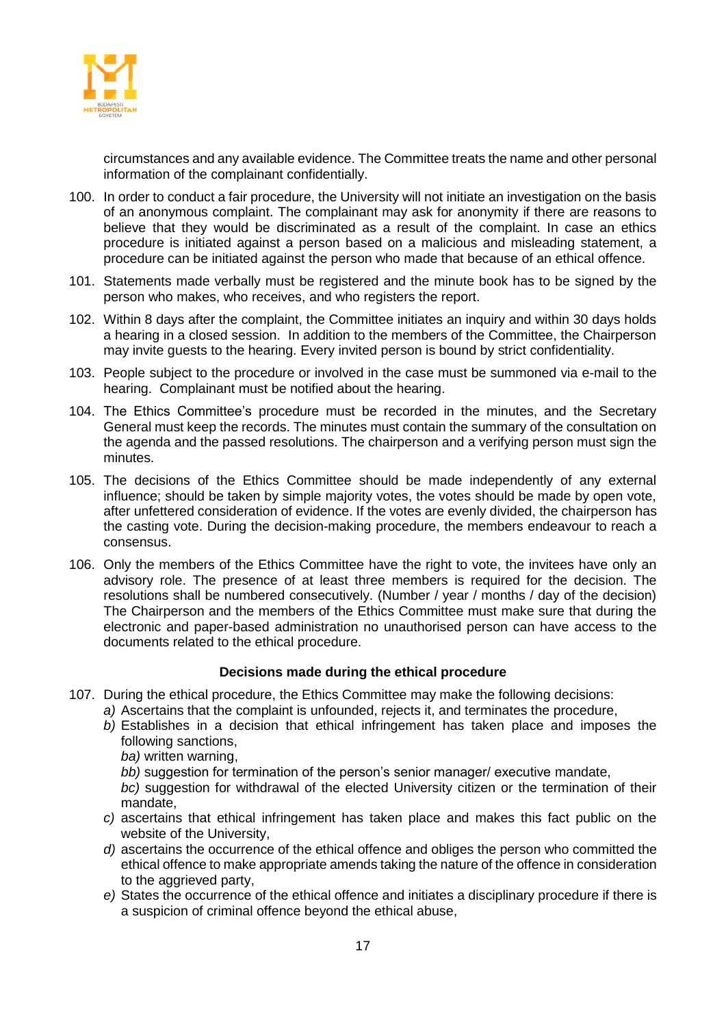circumstances and any available evidence. The Committee treats the name and other personal information of the complainant confidentially.

100. In order to conduct a fair procedure, the University will not initiate an investigation on the basis of an anonymous complaint. The complainant may ask for anonymity if there are reasons to believe that they would be discriminated as a result of the complaint. In case an ethics procedure is initiated against a person based on a malicious and misleading statement, a procedure can be initiated against the person who made that because of an ethical offence.

101. Statements made verbally must be registered and the minute book has to be signed by the person who makes, who receives, and who registers the report.

102. Within 8 days after the complaint, the Committee initiates an inquiry and within 30 days holds a hearing in a closed session. In addition to the members of the Committee, the Chairperson may invite guests to the hearing. Every invited person is bound by strict confidentiality.

103. People subject to the procedure or involved in the case must be summoned via e-mail to the hearing. Complainant must be notified about the hearing.

104. The Ethics Committee's procedure must be recorded in the minutes, and the Secretary General must keep the records. The minutes must contain the summary of the consultation on the agenda and the passed resolutions. The chairperson and a verifying person must sign the minutes.

105. The decisions of the Ethics Committee should be made independently of any external influence; should be taken by simple majority votes, the votes should be made by open vote, after unfettered consideration of evidence. If the votes are evenly divided, the chairperson has the casting vote. During the decision-making procedure, the members endeavour to reach a consensus.

106. Only the members of the Ethics Committee have the right to vote, the invitees have only an advisory role. The presence of at least three members is required for the decision. The resolutions shall be numbered consecutively. (Number / year / months / day of the decision) The Chairperson and the members of the Ethics Committee must make sure that during the electronic and paper-based administration no unauthorised person can have access to the documents related to the ethical procedure.

**Decisions made during the ethical procedure**

107. During the ethical procedure, the Ethics Committee may make the following decisions:
   *a)* Ascertains that the complaint is unfounded, rejects it, and terminates the procedure,
   *b)* Establishes in a decision that ethical infringement has taken place and imposes the following sanctions,
      *ba)* written warning,
      *bb)* suggestion for termination of the person's senior manager/ executive mandate,
      *bc)* suggestion for withdrawal of the elected University citizen or the termination of their mandate,
   *c)* ascertains that ethical infringement has taken place and makes this fact public on the website of the University,
   *d)* ascertains the occurrence of the ethical offence and obliges the person who committed the ethical offence to make appropriate amends taking the nature of the offence in consideration to the aggrieved party,
   *e)* States the occurrence of the ethical offence and initiates a disciplinary procedure if there is a suspicion of criminal offence beyond the ethical abuse,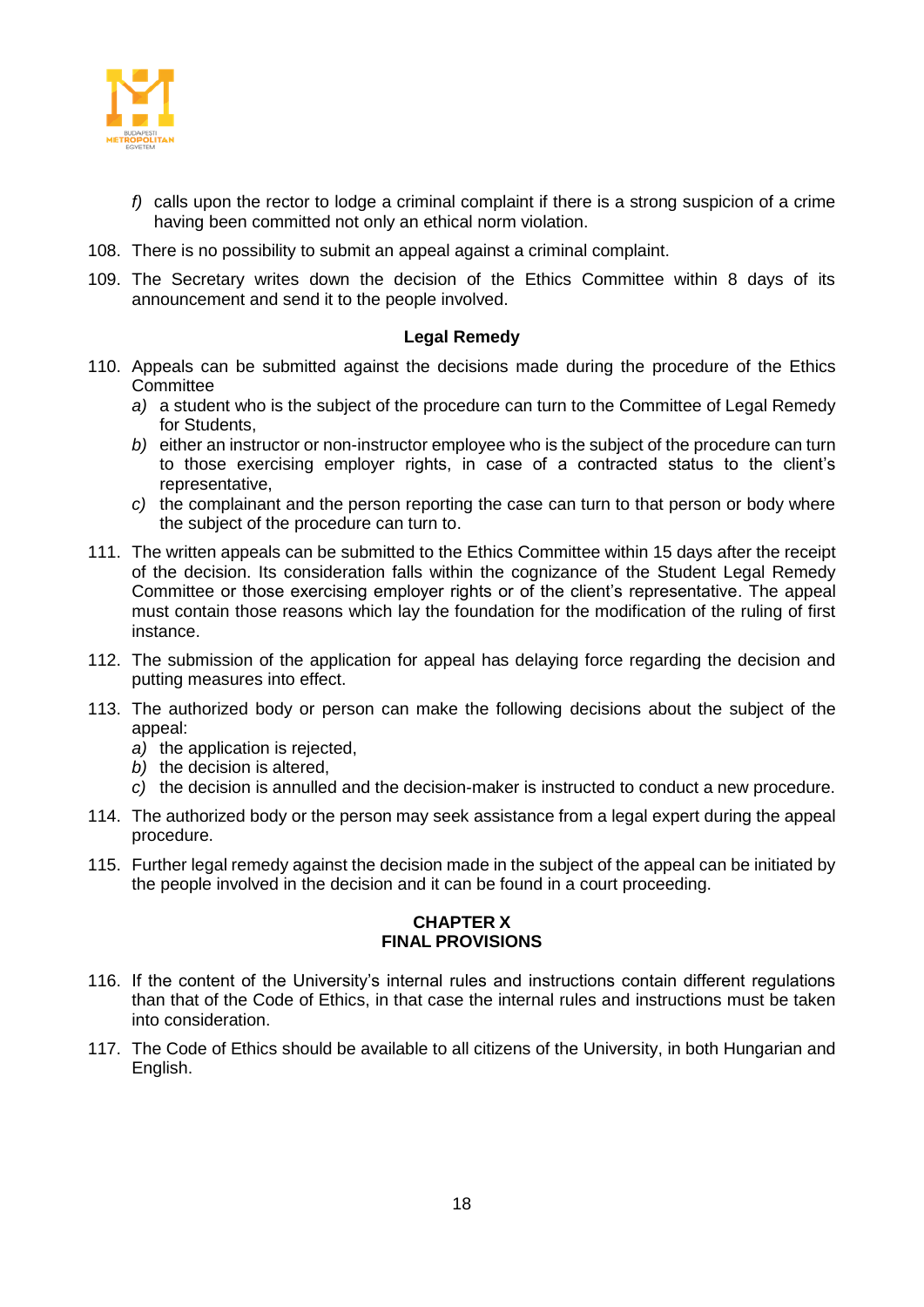f) calls upon the rector to lodge a criminal complaint if there is a strong suspicion of a crime having been committed not only an ethical norm violation.

108. There is no possibility to submit an appeal against a criminal complaint.

109. The Secretary writes down the decision of the Ethics Committee within 8 days of its announcement and send it to the people involved.

**Legal Remedy**

110. Appeals can be submitted against the decisions made during the procedure of the Ethics Committee
    - a) a student who is the subject of the procedure can turn to the Committee of Legal Remedy for Students,
    - b) either an instructor or non-instructor employee who is the subject of the procedure can turn to those exercising employer rights, in case of a contracted status to the client's representative,
    - c) the complainant and the person reporting the case can turn to that person or body where the subject of the procedure can turn to.

111. The written appeals can be submitted to the Ethics Committee within 15 days after the receipt of the decision. Its consideration falls within the cognizance of the Student Legal Remedy Committee or those exercising employer rights or of the client's representative. The appeal must contain those reasons which lay the foundation for the modification of the ruling of first instance.

112. The submission of the application for appeal has delaying force regarding the decision and putting measures into effect.

113. The authorized body or person can make the following decisions about the subject of the appeal:
    - a) the application is rejected,
    - b) the decision is altered,
    - c) the decision is annulled and the decision-maker is instructed to conduct a new procedure.

114. The authorized body or the person may seek assistance from a legal expert during the appeal procedure.

115. Further legal remedy against the decision made in the subject of the appeal can be initiated by the people involved in the decision and it can be found in a court proceeding.

## CHAPTER X
## FINAL PROVISIONS

116. If the content of the University's internal rules and instructions contain different regulations than that of the Code of Ethics, in that case the internal rules and instructions must be taken into consideration.

117. The Code of Ethics should be available to all citizens of the University, in both Hungarian and English.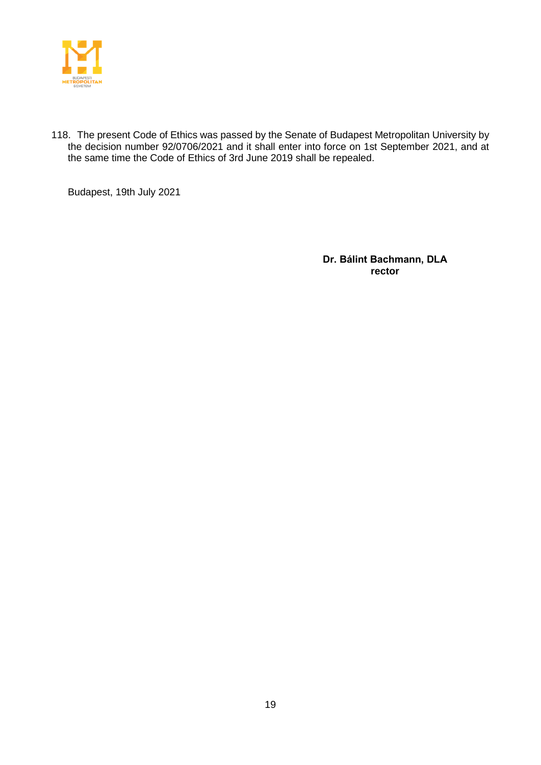118. The present Code of Ethics was passed by the Senate of Budapest Metropolitan University by the decision number 92/0706/2021 and it shall enter into force on 1st September 2021, and at the same time the Code of Ethics of 3rd June 2019 shall be repealed.

Budapest, 19th July 2021

**Dr. Bálint Bachmann, DLA**
**rector**